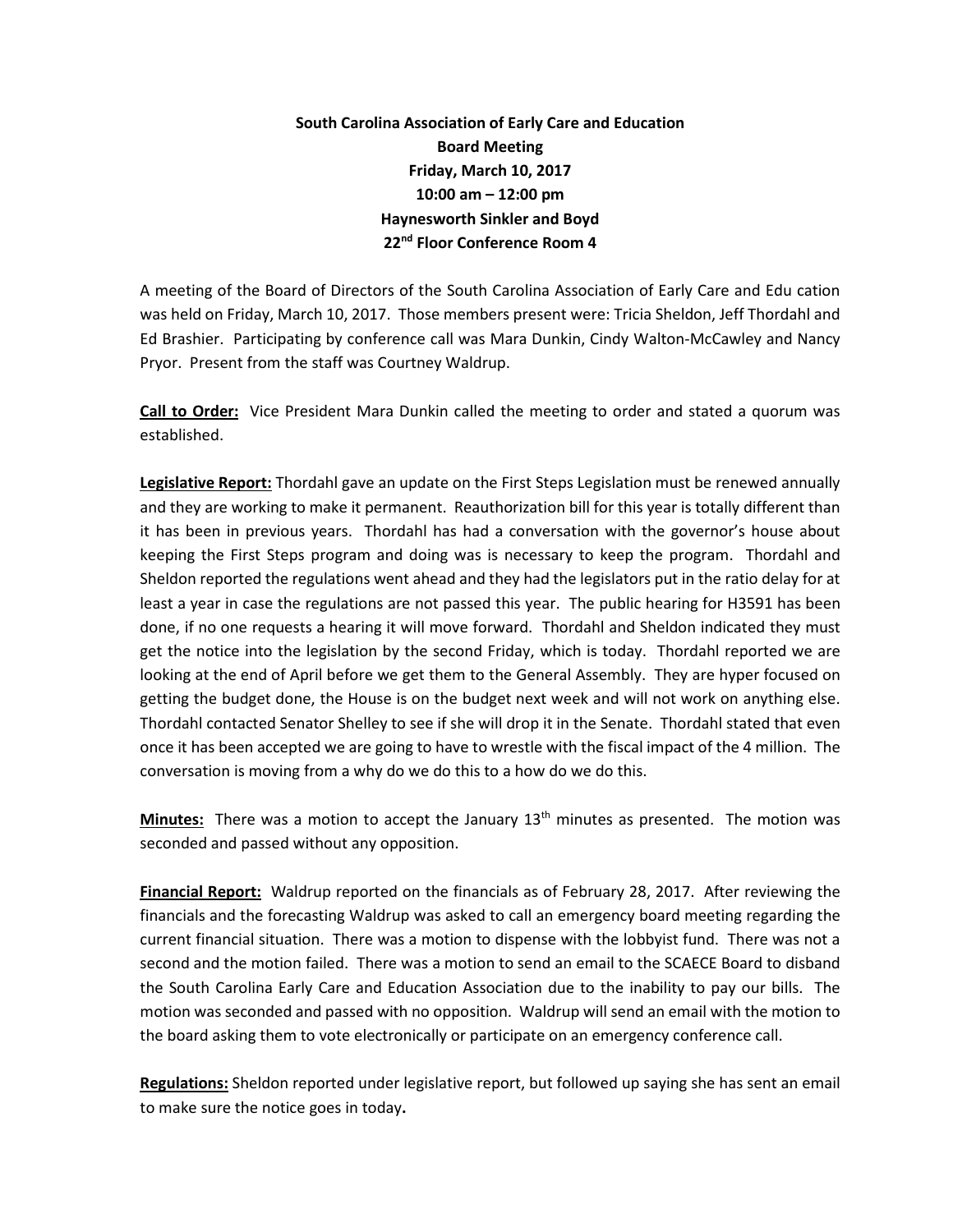**South Carolina Association of Early Care and Education**
**Board Meeting**
**Friday, March 10, 2017**
**10:00 am – 12:00 pm**
**Haynesworth Sinkler and Boyd**
**22nd Floor Conference Room 4**

A meeting of the Board of Directors of the South Carolina Association of Early Care and Edu cation was held on Friday, March 10, 2017. Those members present were: Tricia Sheldon, Jeff Thordahl and Ed Brashier. Participating by conference call was Mara Dunkin, Cindy Walton-McCawley and Nancy Pryor. Present from the staff was Courtney Waldrup.

**Call to Order:** Vice President Mara Dunkin called the meeting to order and stated a quorum was established.

**Legislative Report:** Thordahl gave an update on the First Steps Legislation must be renewed annually and they are working to make it permanent. Reauthorization bill for this year is totally different than it has been in previous years. Thordahl has had a conversation with the governor's house about keeping the First Steps program and doing was is necessary to keep the program. Thordahl and Sheldon reported the regulations went ahead and they had the legislators put in the ratio delay for at least a year in case the regulations are not passed this year. The public hearing for H3591 has been done, if no one requests a hearing it will move forward. Thordahl and Sheldon indicated they must get the notice into the legislation by the second Friday, which is today. Thordahl reported we are looking at the end of April before we get them to the General Assembly. They are hyper focused on getting the budget done, the House is on the budget next week and will not work on anything else. Thordahl contacted Senator Shelley to see if she will drop it in the Senate. Thordahl stated that even once it has been accepted we are going to have to wrestle with the fiscal impact of the 4 million. The conversation is moving from a why do we do this to a how do we do this.

**Minutes:** There was a motion to accept the January 13th minutes as presented. The motion was seconded and passed without any opposition.

**Financial Report:** Waldrup reported on the financials as of February 28, 2017. After reviewing the financials and the forecasting Waldrup was asked to call an emergency board meeting regarding the current financial situation. There was a motion to dispense with the lobbyist fund. There was not a second and the motion failed. There was a motion to send an email to the SCAECE Board to disband the South Carolina Early Care and Education Association due to the inability to pay our bills. The motion was seconded and passed with no opposition. Waldrup will send an email with the motion to the board asking them to vote electronically or participate on an emergency conference call.

**Regulations:** Sheldon reported under legislative report, but followed up saying she has sent an email to make sure the notice goes in today.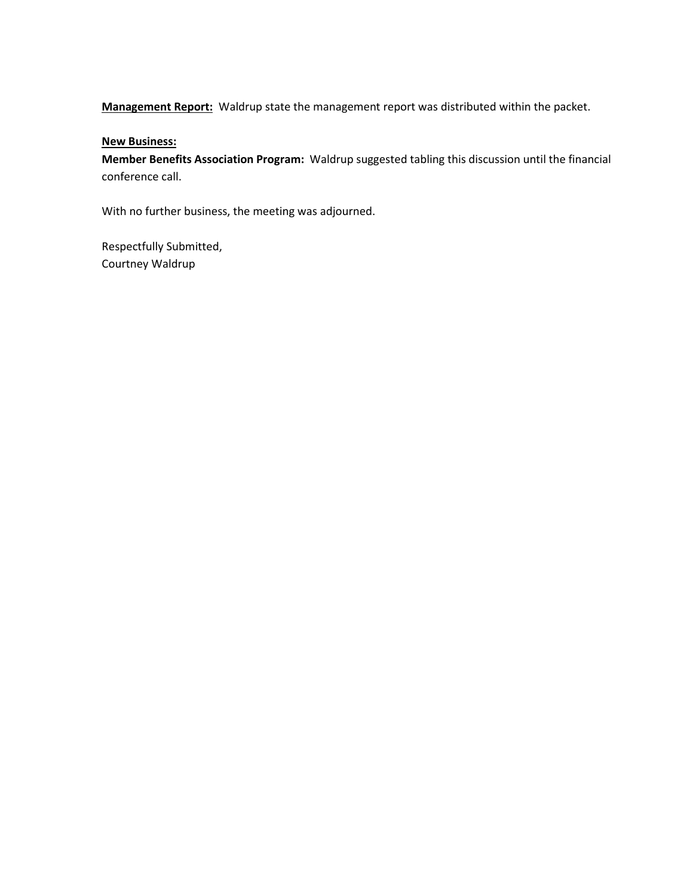**<u>Management Report:</u>** Waldrup state the management report was distributed within the packet.

**<u>New Business:</u>**

**Member Benefits Association Program:** Waldrup suggested tabling this discussion until the financial conference call.

With no further business, the meeting was adjourned.

Respectfully Submitted,
Courtney Waldrup